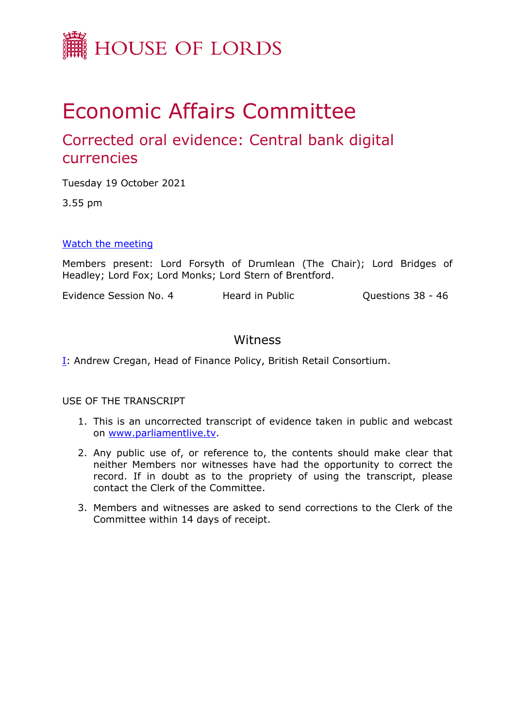HOUSE OF LORDS

# Economic Affairs Committee

## Corrected oral evidence: Central bank digital currencies

Tuesday 19 October 2021

3.55 pm

[Watch the meeting](https://www.parliamentlive.tv)

Members present: Lord Forsyth of Drumlean (The Chair); Lord Bridges of Headley; Lord Fox; Lord Monks; Lord Stern of Brentford.

Evidence Session No. 4 Heard in Public Questions 38 - 46

### Witness

I: Andrew Cregan, Head of Finance Policy, British Retail Consortium.

USE OF THE TRANSCRIPT

1. This is an uncorrected transcript of evidence taken in public and webcast on [www.parliamentlive.tv](http://www.parliamentlive.tv).
2. Any public use of, or reference to, the contents should make clear that neither Members nor witnesses have had the opportunity to correct the record. If in doubt as to the propriety of using the transcript, please contact the Clerk of the Committee.
3. Members and witnesses are asked to send corrections to the Clerk of the Committee within 14 days of receipt.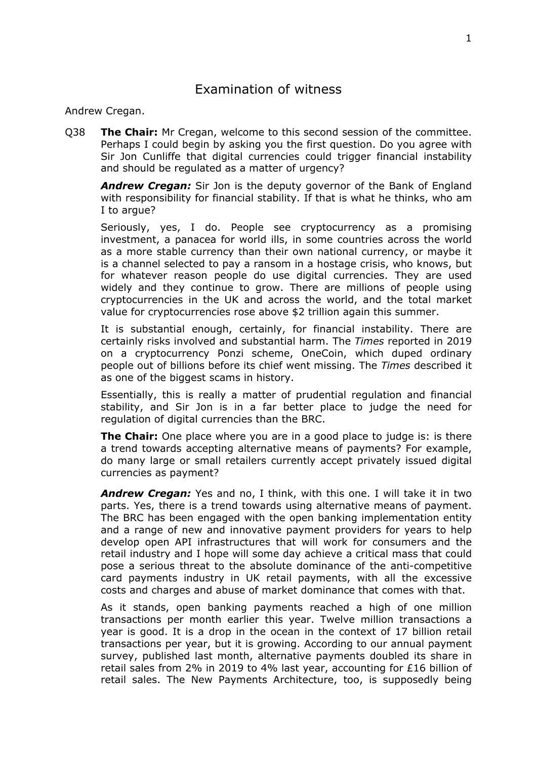## Examination of witness

Andrew Cregan.

Q38 **The Chair:** Mr Cregan, welcome to this second session of the committee. Perhaps I could begin by asking you the first question. Do you agree with Sir Jon Cunliffe that digital currencies could trigger financial instability and should be regulated as a matter of urgency?

***Andrew Cregan:*** Sir Jon is the deputy governor of the Bank of England with responsibility for financial stability. If that is what he thinks, who am I to argue?

Seriously, yes, I do. People see cryptocurrency as a promising investment, a panacea for world ills, in some countries across the world as a more stable currency than their own national currency, or maybe it is a channel selected to pay a ransom in a hostage crisis, who knows, but for whatever reason people do use digital currencies. They are used widely and they continue to grow. There are millions of people using cryptocurrencies in the UK and across the world, and the total market value for cryptocurrencies rose above $2 trillion again this summer.

It is substantial enough, certainly, for financial instability. There are certainly risks involved and substantial harm. The *Times* reported in 2019 on a cryptocurrency Ponzi scheme, OneCoin, which duped ordinary people out of billions before its chief went missing. The *Times* described it as one of the biggest scams in history.

Essentially, this is really a matter of prudential regulation and financial stability, and Sir Jon is in a far better place to judge the need for regulation of digital currencies than the BRC.

**The Chair:** One place where you are in a good place to judge is: is there a trend towards accepting alternative means of payments? For example, do many large or small retailers currently accept privately issued digital currencies as payment?

***Andrew Cregan:*** Yes and no, I think, with this one. I will take it in two parts. Yes, there is a trend towards using alternative means of payment. The BRC has been engaged with the open banking implementation entity and a range of new and innovative payment providers for years to help develop open API infrastructures that will work for consumers and the retail industry and I hope will some day achieve a critical mass that could pose a serious threat to the absolute dominance of the anti-competitive card payments industry in UK retail payments, with all the excessive costs and charges and abuse of market dominance that comes with that.

As it stands, open banking payments reached a high of one million transactions per month earlier this year. Twelve million transactions a year is good. It is a drop in the ocean in the context of 17 billion retail transactions per year, but it is growing. According to our annual payment survey, published last month, alternative payments doubled its share in retail sales from 2% in 2019 to 4% last year, accounting for £16 billion of retail sales. The New Payments Architecture, too, is supposedly being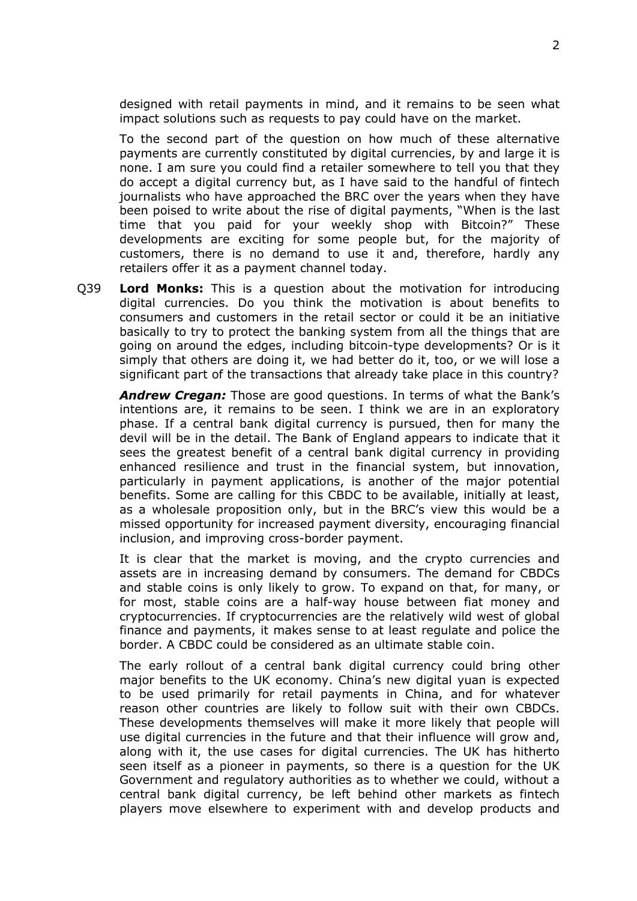designed with retail payments in mind, and it remains to be seen what impact solutions such as requests to pay could have on the market.

To the second part of the question on how much of these alternative payments are currently constituted by digital currencies, by and large it is none. I am sure you could find a retailer somewhere to tell you that they do accept a digital currency but, as I have said to the handful of fintech journalists who have approached the BRC over the years when they have been poised to write about the rise of digital payments, "When is the last time that you paid for your weekly shop with Bitcoin?" These developments are exciting for some people but, for the majority of customers, there is no demand to use it and, therefore, hardly any retailers offer it as a payment channel today.

Q39 **Lord Monks:** This is a question about the motivation for introducing digital currencies. Do you think the motivation is about benefits to consumers and customers in the retail sector or could it be an initiative basically to try to protect the banking system from all the things that are going on around the edges, including bitcoin-type developments? Or is it simply that others are doing it, we had better do it, too, or we will lose a significant part of the transactions that already take place in this country?

***Andrew Cregan:*** Those are good questions. In terms of what the Bank's intentions are, it remains to be seen. I think we are in an exploratory phase. If a central bank digital currency is pursued, then for many the devil will be in the detail. The Bank of England appears to indicate that it sees the greatest benefit of a central bank digital currency in providing enhanced resilience and trust in the financial system, but innovation, particularly in payment applications, is another of the major potential benefits. Some are calling for this CBDC to be available, initially at least, as a wholesale proposition only, but in the BRC's view this would be a missed opportunity for increased payment diversity, encouraging financial inclusion, and improving cross-border payment.

It is clear that the market is moving, and the crypto currencies and assets are in increasing demand by consumers. The demand for CBDCs and stable coins is only likely to grow. To expand on that, for many, or for most, stable coins are a half-way house between fiat money and cryptocurrencies. If cryptocurrencies are the relatively wild west of global finance and payments, it makes sense to at least regulate and police the border. A CBDC could be considered as an ultimate stable coin.

The early rollout of a central bank digital currency could bring other major benefits to the UK economy. China's new digital yuan is expected to be used primarily for retail payments in China, and for whatever reason other countries are likely to follow suit with their own CBDCs. These developments themselves will make it more likely that people will use digital currencies in the future and that their influence will grow and, along with it, the use cases for digital currencies. The UK has hitherto seen itself as a pioneer in payments, so there is a question for the UK Government and regulatory authorities as to whether we could, without a central bank digital currency, be left behind other markets as fintech players move elsewhere to experiment with and develop products and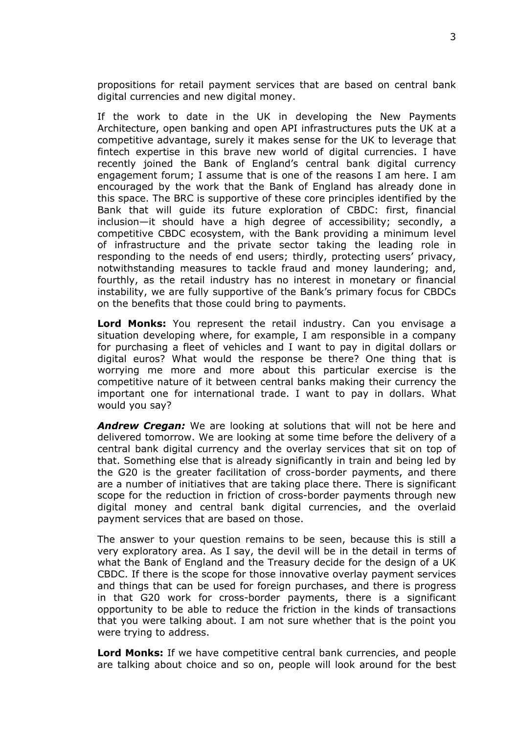propositions for retail payment services that are based on central bank digital currencies and new digital money.

If the work to date in the UK in developing the New Payments Architecture, open banking and open API infrastructures puts the UK at a competitive advantage, surely it makes sense for the UK to leverage that fintech expertise in this brave new world of digital currencies. I have recently joined the Bank of England's central bank digital currency engagement forum; I assume that is one of the reasons I am here. I am encouraged by the work that the Bank of England has already done in this space. The BRC is supportive of these core principles identified by the Bank that will guide its future exploration of CBDC: first, financial inclusion—it should have a high degree of accessibility; secondly, a competitive CBDC ecosystem, with the Bank providing a minimum level of infrastructure and the private sector taking the leading role in responding to the needs of end users; thirdly, protecting users' privacy, notwithstanding measures to tackle fraud and money laundering; and, fourthly, as the retail industry has no interest in monetary or financial instability, we are fully supportive of the Bank's primary focus for CBDCs on the benefits that those could bring to payments.

**Lord Monks:** You represent the retail industry. Can you envisage a situation developing where, for example, I am responsible in a company for purchasing a fleet of vehicles and I want to pay in digital dollars or digital euros? What would the response be there? One thing that is worrying me more and more about this particular exercise is the competitive nature of it between central banks making their currency the important one for international trade. I want to pay in dollars. What would you say?

***Andrew Cregan:*** We are looking at solutions that will not be here and delivered tomorrow. We are looking at some time before the delivery of a central bank digital currency and the overlay services that sit on top of that. Something else that is already significantly in train and being led by the G20 is the greater facilitation of cross-border payments, and there are a number of initiatives that are taking place there. There is significant scope for the reduction in friction of cross-border payments through new digital money and central bank digital currencies, and the overlaid payment services that are based on those.

The answer to your question remains to be seen, because this is still a very exploratory area. As I say, the devil will be in the detail in terms of what the Bank of England and the Treasury decide for the design of a UK CBDC. If there is the scope for those innovative overlay payment services and things that can be used for foreign purchases, and there is progress in that G20 work for cross-border payments, there is a significant opportunity to be able to reduce the friction in the kinds of transactions that you were talking about. I am not sure whether that is the point you were trying to address.

**Lord Monks:** If we have competitive central bank currencies, and people are talking about choice and so on, people will look around for the best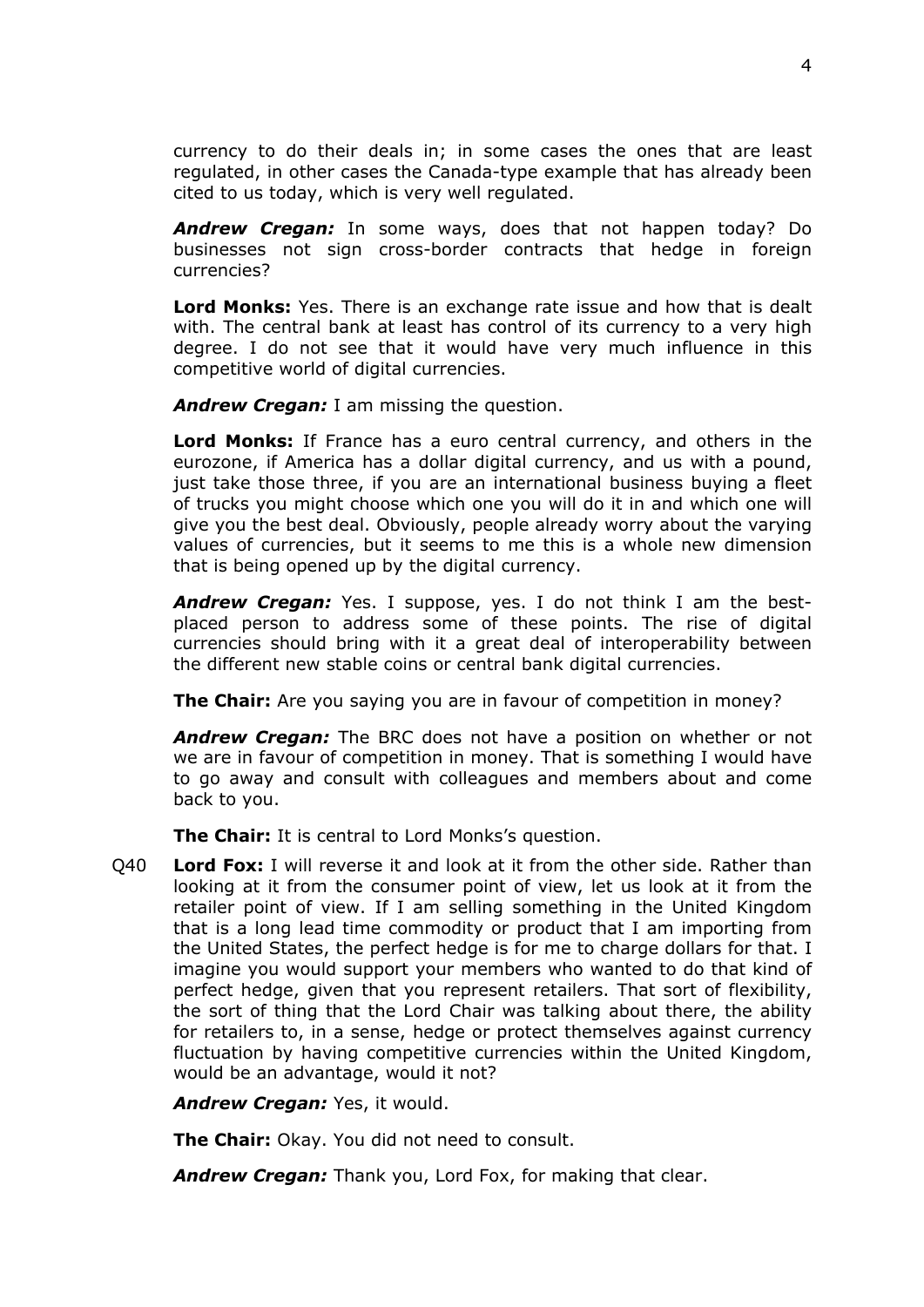currency to do their deals in; in some cases the ones that are least regulated, in other cases the Canada-type example that has already been cited to us today, which is very well regulated.

***Andrew Cregan:*** In some ways, does that not happen today? Do businesses not sign cross-border contracts that hedge in foreign currencies?

**Lord Monks:** Yes. There is an exchange rate issue and how that is dealt with. The central bank at least has control of its currency to a very high degree. I do not see that it would have very much influence in this competitive world of digital currencies.

***Andrew Cregan:*** I am missing the question.

**Lord Monks:** If France has a euro central currency, and others in the eurozone, if America has a dollar digital currency, and us with a pound, just take those three, if you are an international business buying a fleet of trucks you might choose which one you will do it in and which one will give you the best deal. Obviously, people already worry about the varying values of currencies, but it seems to me this is a whole new dimension that is being opened up by the digital currency.

***Andrew Cregan:*** Yes. I suppose, yes. I do not think I am the best-placed person to address some of these points. The rise of digital currencies should bring with it a great deal of interoperability between the different new stable coins or central bank digital currencies.

**The Chair:** Are you saying you are in favour of competition in money?

***Andrew Cregan:*** The BRC does not have a position on whether or not we are in favour of competition in money. That is something I would have to go away and consult with colleagues and members about and come back to you.

**The Chair:** It is central to Lord Monks's question.

Q40 **Lord Fox:** I will reverse it and look at it from the other side. Rather than looking at it from the consumer point of view, let us look at it from the retailer point of view. If I am selling something in the United Kingdom that is a long lead time commodity or product that I am importing from the United States, the perfect hedge is for me to charge dollars for that. I imagine you would support your members who wanted to do that kind of perfect hedge, given that you represent retailers. That sort of flexibility, the sort of thing that the Lord Chair was talking about there, the ability for retailers to, in a sense, hedge or protect themselves against currency fluctuation by having competitive currencies within the United Kingdom, would be an advantage, would it not?

***Andrew Cregan:*** Yes, it would.

**The Chair:** Okay. You did not need to consult.

***Andrew Cregan:*** Thank you, Lord Fox, for making that clear.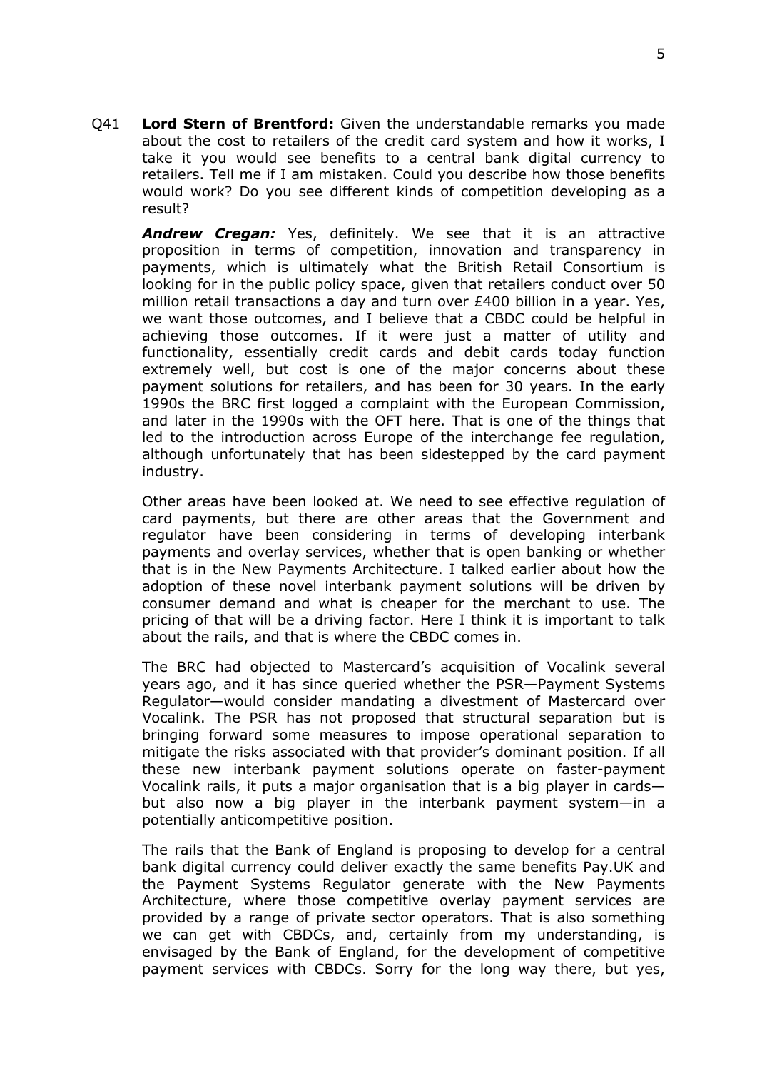Q41 **Lord Stern of Brentford:** Given the understandable remarks you made about the cost to retailers of the credit card system and how it works, I take it you would see benefits to a central bank digital currency to retailers. Tell me if I am mistaken. Could you describe how those benefits would work? Do you see different kinds of competition developing as a result?

***Andrew Cregan:*** Yes, definitely. We see that it is an attractive proposition in terms of competition, innovation and transparency in payments, which is ultimately what the British Retail Consortium is looking for in the public policy space, given that retailers conduct over 50 million retail transactions a day and turn over £400 billion in a year. Yes, we want those outcomes, and I believe that a CBDC could be helpful in achieving those outcomes. If it were just a matter of utility and functionality, essentially credit cards and debit cards today function extremely well, but cost is one of the major concerns about these payment solutions for retailers, and has been for 30 years. In the early 1990s the BRC first logged a complaint with the European Commission, and later in the 1990s with the OFT here. That is one of the things that led to the introduction across Europe of the interchange fee regulation, although unfortunately that has been sidestepped by the card payment industry.

Other areas have been looked at. We need to see effective regulation of card payments, but there are other areas that the Government and regulator have been considering in terms of developing interbank payments and overlay services, whether that is open banking or whether that is in the New Payments Architecture. I talked earlier about how the adoption of these novel interbank payment solutions will be driven by consumer demand and what is cheaper for the merchant to use. The pricing of that will be a driving factor. Here I think it is important to talk about the rails, and that is where the CBDC comes in.

The BRC had objected to Mastercard's acquisition of Vocalink several years ago, and it has since queried whether the PSR—Payment Systems Regulator—would consider mandating a divestment of Mastercard over Vocalink. The PSR has not proposed that structural separation but is bringing forward some measures to impose operational separation to mitigate the risks associated with that provider's dominant position. If all these new interbank payment solutions operate on faster-payment Vocalink rails, it puts a major organisation that is a big player in cards—but also now a big player in the interbank payment system—in a potentially anticompetitive position.

The rails that the Bank of England is proposing to develop for a central bank digital currency could deliver exactly the same benefits Pay.UK and the Payment Systems Regulator generate with the New Payments Architecture, where those competitive overlay payment services are provided by a range of private sector operators. That is also something we can get with CBDCs, and, certainly from my understanding, is envisaged by the Bank of England, for the development of competitive payment services with CBDCs. Sorry for the long way there, but yes,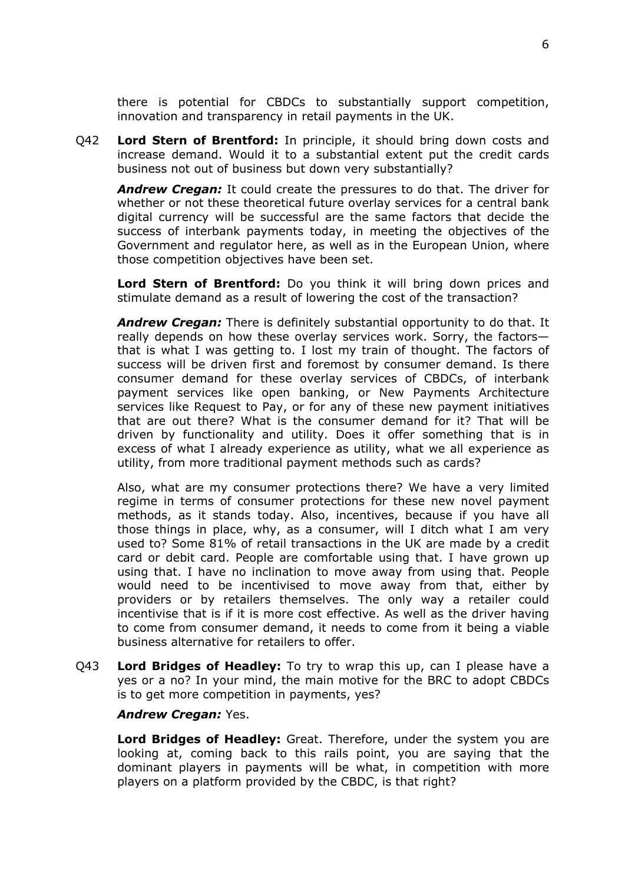there is potential for CBDCs to substantially support competition, innovation and transparency in retail payments in the UK.

Q42 **Lord Stern of Brentford:** In principle, it should bring down costs and increase demand. Would it to a substantial extent put the credit cards business not out of business but down very substantially?

***Andrew Cregan:*** It could create the pressures to do that. The driver for whether or not these theoretical future overlay services for a central bank digital currency will be successful are the same factors that decide the success of interbank payments today, in meeting the objectives of the Government and regulator here, as well as in the European Union, where those competition objectives have been set.

**Lord Stern of Brentford:** Do you think it will bring down prices and stimulate demand as a result of lowering the cost of the transaction?

***Andrew Cregan:*** There is definitely substantial opportunity to do that. It really depends on how these overlay services work. Sorry, the factors—that is what I was getting to. I lost my train of thought. The factors of success will be driven first and foremost by consumer demand. Is there consumer demand for these overlay services of CBDCs, of interbank payment services like open banking, or New Payments Architecture services like Request to Pay, or for any of these new payment initiatives that are out there? What is the consumer demand for it? That will be driven by functionality and utility. Does it offer something that is in excess of what I already experience as utility, what we all experience as utility, from more traditional payment methods such as cards?

Also, what are my consumer protections there? We have a very limited regime in terms of consumer protections for these new novel payment methods, as it stands today. Also, incentives, because if you have all those things in place, why, as a consumer, will I ditch what I am very used to? Some 81% of retail transactions in the UK are made by a credit card or debit card. People are comfortable using that. I have grown up using that. I have no inclination to move away from using that. People would need to be incentivised to move away from that, either by providers or by retailers themselves. The only way a retailer could incentivise that is if it is more cost effective. As well as the driver having to come from consumer demand, it needs to come from it being a viable business alternative for retailers to offer.

Q43 **Lord Bridges of Headley:** To try to wrap this up, can I please have a yes or a no? In your mind, the main motive for the BRC to adopt CBDCs is to get more competition in payments, yes?

***Andrew Cregan:*** Yes.

**Lord Bridges of Headley:** Great. Therefore, under the system you are looking at, coming back to this rails point, you are saying that the dominant players in payments will be what, in competition with more players on a platform provided by the CBDC, is that right?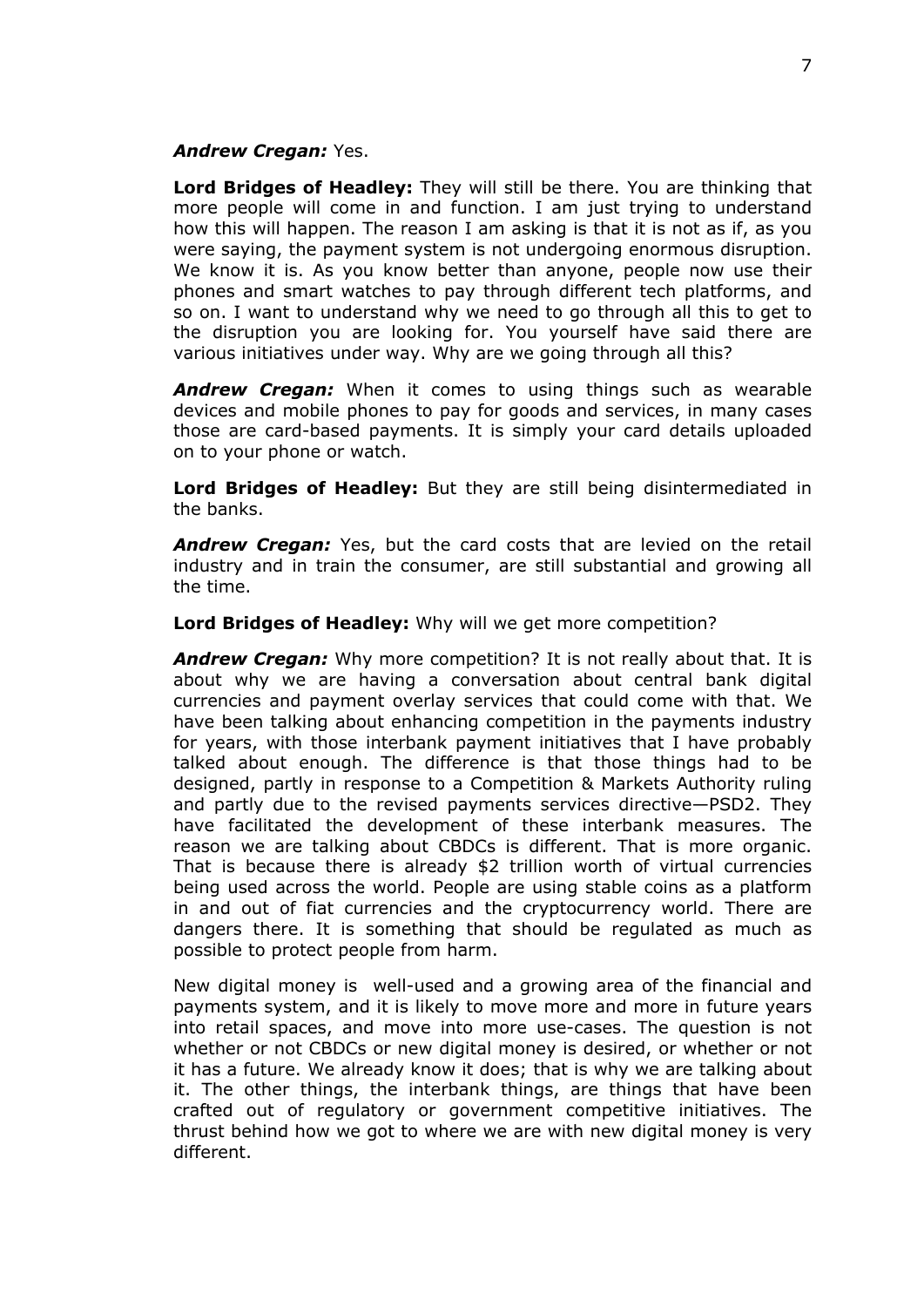***Andrew Cregan:*** Yes.

**Lord Bridges of Headley:** They will still be there. You are thinking that more people will come in and function. I am just trying to understand how this will happen. The reason I am asking is that it is not as if, as you were saying, the payment system is not undergoing enormous disruption. We know it is. As you know better than anyone, people now use their phones and smart watches to pay through different tech platforms, and so on. I want to understand why we need to go through all this to get to the disruption you are looking for. You yourself have said there are various initiatives under way. Why are we going through all this?

***Andrew Cregan:*** When it comes to using things such as wearable devices and mobile phones to pay for goods and services, in many cases those are card-based payments. It is simply your card details uploaded on to your phone or watch.

**Lord Bridges of Headley:** But they are still being disintermediated in the banks.

***Andrew Cregan:*** Yes, but the card costs that are levied on the retail industry and in train the consumer, are still substantial and growing all the time.

**Lord Bridges of Headley:** Why will we get more competition?

***Andrew Cregan:*** Why more competition? It is not really about that. It is about why we are having a conversation about central bank digital currencies and payment overlay services that could come with that. We have been talking about enhancing competition in the payments industry for years, with those interbank payment initiatives that I have probably talked about enough. The difference is that those things had to be designed, partly in response to a Competition & Markets Authority ruling and partly due to the revised payments services directive—PSD2. They have facilitated the development of these interbank measures. The reason we are talking about CBDCs is different. That is more organic. That is because there is already $2 trillion worth of virtual currencies being used across the world. People are using stable coins as a platform in and out of fiat currencies and the cryptocurrency world. There are dangers there. It is something that should be regulated as much as possible to protect people from harm.

New digital money is well-used and a growing area of the financial and payments system, and it is likely to move more and more in future years into retail spaces, and move into more use-cases. The question is not whether or not CBDCs or new digital money is desired, or whether or not it has a future. We already know it does; that is why we are talking about it. The other things, the interbank things, are things that have been crafted out of regulatory or government competitive initiatives. The thrust behind how we got to where we are with new digital money is very different.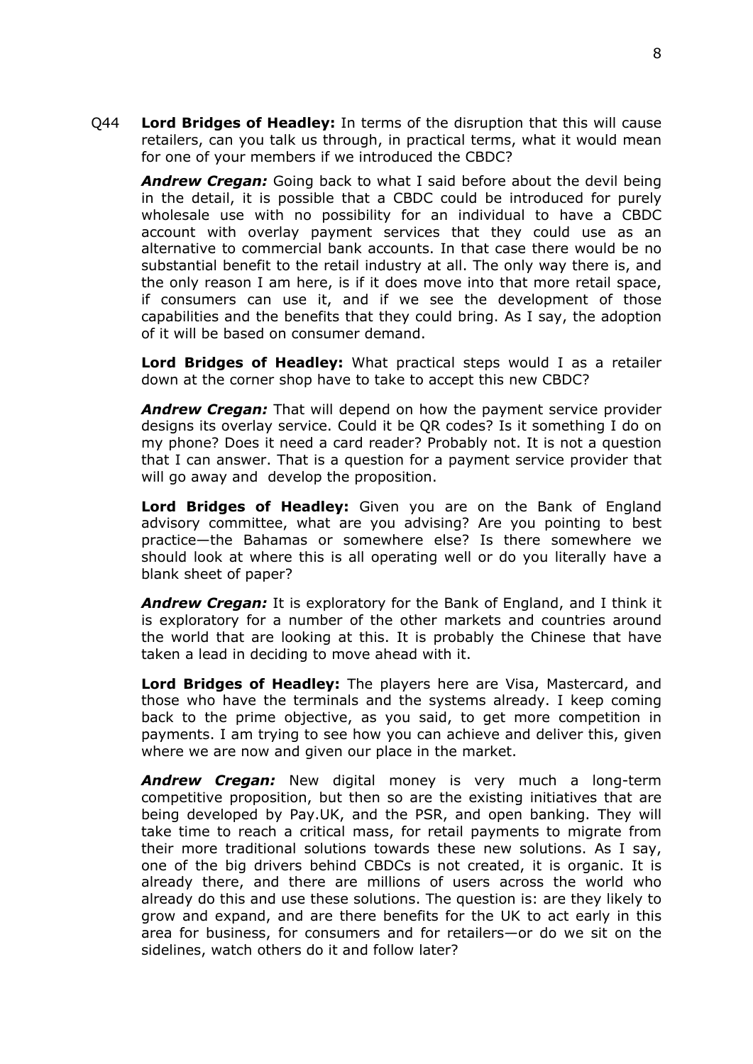Q44 **Lord Bridges of Headley:** In terms of the disruption that this will cause retailers, can you talk us through, in practical terms, what it would mean for one of your members if we introduced the CBDC?

***Andrew Cregan:*** Going back to what I said before about the devil being in the detail, it is possible that a CBDC could be introduced for purely wholesale use with no possibility for an individual to have a CBDC account with overlay payment services that they could use as an alternative to commercial bank accounts. In that case there would be no substantial benefit to the retail industry at all. The only way there is, and the only reason I am here, is if it does move into that more retail space, if consumers can use it, and if we see the development of those capabilities and the benefits that they could bring. As I say, the adoption of it will be based on consumer demand.

**Lord Bridges of Headley:** What practical steps would I as a retailer down at the corner shop have to take to accept this new CBDC?

***Andrew Cregan:*** That will depend on how the payment service provider designs its overlay service. Could it be QR codes? Is it something I do on my phone? Does it need a card reader? Probably not. It is not a question that I can answer. That is a question for a payment service provider that will go away and develop the proposition.

**Lord Bridges of Headley:** Given you are on the Bank of England advisory committee, what are you advising? Are you pointing to best practice—the Bahamas or somewhere else? Is there somewhere we should look at where this is all operating well or do you literally have a blank sheet of paper?

***Andrew Cregan:*** It is exploratory for the Bank of England, and I think it is exploratory for a number of the other markets and countries around the world that are looking at this. It is probably the Chinese that have taken a lead in deciding to move ahead with it.

**Lord Bridges of Headley:** The players here are Visa, Mastercard, and those who have the terminals and the systems already. I keep coming back to the prime objective, as you said, to get more competition in payments. I am trying to see how you can achieve and deliver this, given where we are now and given our place in the market.

***Andrew Cregan:*** New digital money is very much a long-term competitive proposition, but then so are the existing initiatives that are being developed by Pay.UK, and the PSR, and open banking. They will take time to reach a critical mass, for retail payments to migrate from their more traditional solutions towards these new solutions. As I say, one of the big drivers behind CBDCs is not created, it is organic. It is already there, and there are millions of users across the world who already do this and use these solutions. The question is: are they likely to grow and expand, and are there benefits for the UK to act early in this area for business, for consumers and for retailers—or do we sit on the sidelines, watch others do it and follow later?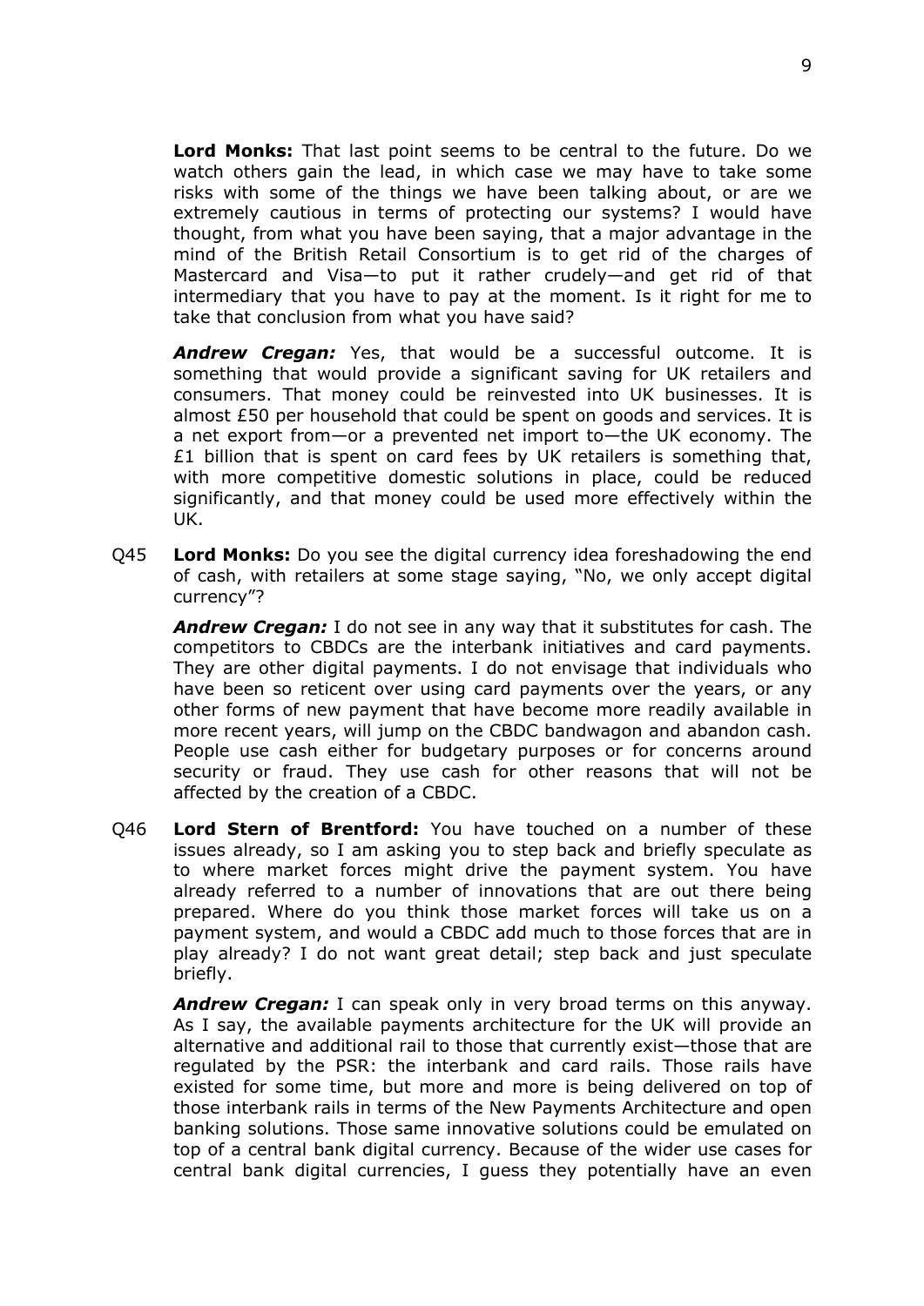**Lord Monks:** That last point seems to be central to the future. Do we watch others gain the lead, in which case we may have to take some risks with some of the things we have been talking about, or are we extremely cautious in terms of protecting our systems? I would have thought, from what you have been saying, that a major advantage in the mind of the British Retail Consortium is to get rid of the charges of Mastercard and Visa—to put it rather crudely—and get rid of that intermediary that you have to pay at the moment. Is it right for me to take that conclusion from what you have said?

***Andrew Cregan:*** Yes, that would be a successful outcome. It is something that would provide a significant saving for UK retailers and consumers. That money could be reinvested into UK businesses. It is almost £50 per household that could be spent on goods and services. It is a net export from—or a prevented net import to—the UK economy. The £1 billion that is spent on card fees by UK retailers is something that, with more competitive domestic solutions in place, could be reduced significantly, and that money could be used more effectively within the UK.

Q45 **Lord Monks:** Do you see the digital currency idea foreshadowing the end of cash, with retailers at some stage saying, "No, we only accept digital currency"?

***Andrew Cregan:*** I do not see in any way that it substitutes for cash. The competitors to CBDCs are the interbank initiatives and card payments. They are other digital payments. I do not envisage that individuals who have been so reticent over using card payments over the years, or any other forms of new payment that have become more readily available in more recent years, will jump on the CBDC bandwagon and abandon cash. People use cash either for budgetary purposes or for concerns around security or fraud. They use cash for other reasons that will not be affected by the creation of a CBDC.

Q46 **Lord Stern of Brentford:** You have touched on a number of these issues already, so I am asking you to step back and briefly speculate as to where market forces might drive the payment system. You have already referred to a number of innovations that are out there being prepared. Where do you think those market forces will take us on a payment system, and would a CBDC add much to those forces that are in play already? I do not want great detail; step back and just speculate briefly.

***Andrew Cregan:*** I can speak only in very broad terms on this anyway. As I say, the available payments architecture for the UK will provide an alternative and additional rail to those that currently exist—those that are regulated by the PSR: the interbank and card rails. Those rails have existed for some time, but more and more is being delivered on top of those interbank rails in terms of the New Payments Architecture and open banking solutions. Those same innovative solutions could be emulated on top of a central bank digital currency. Because of the wider use cases for central bank digital currencies, I guess they potentially have an even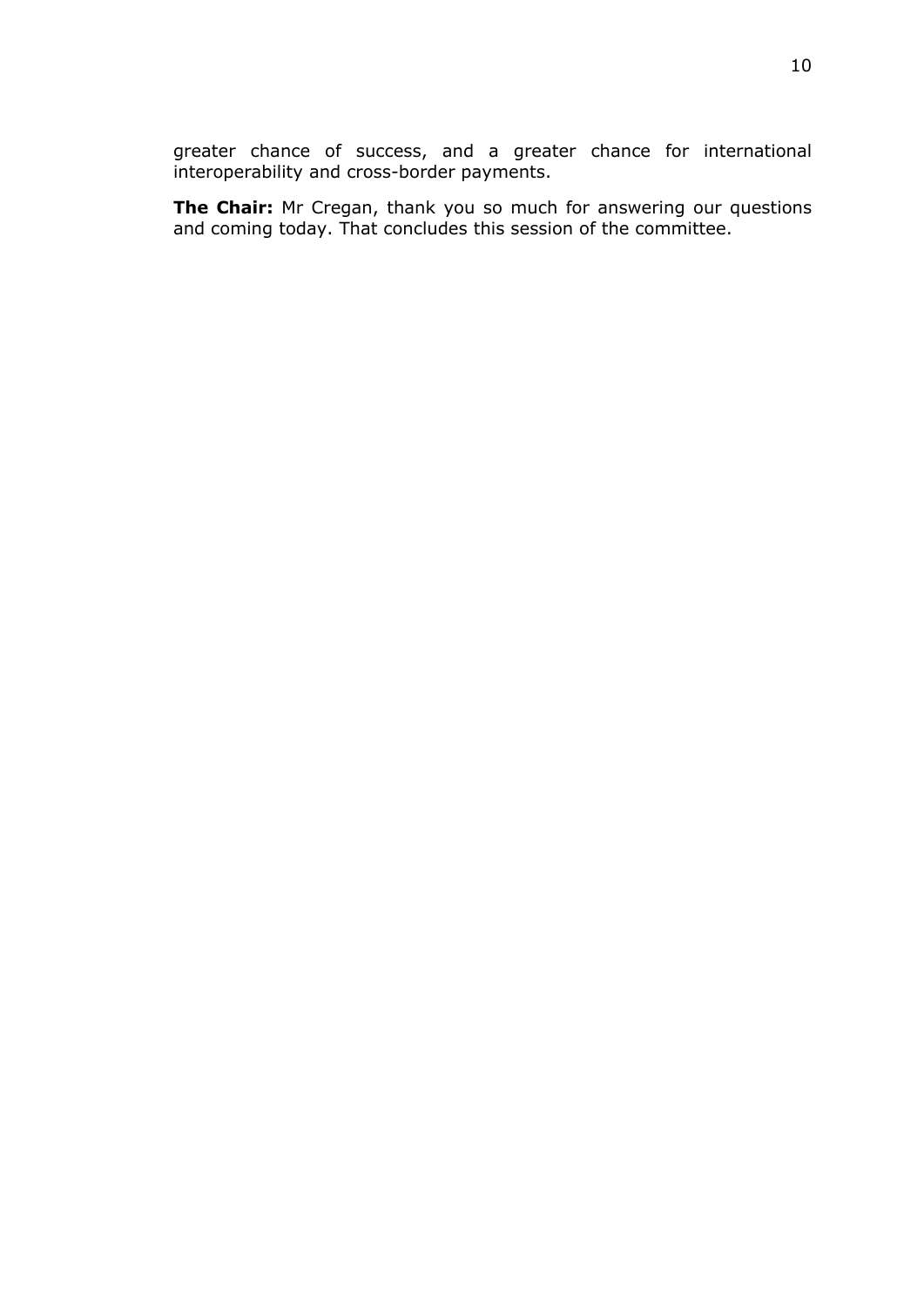greater chance of success, and a greater chance for international interoperability and cross-border payments.

**The Chair:** Mr Cregan, thank you so much for answering our questions and coming today. That concludes this session of the committee.